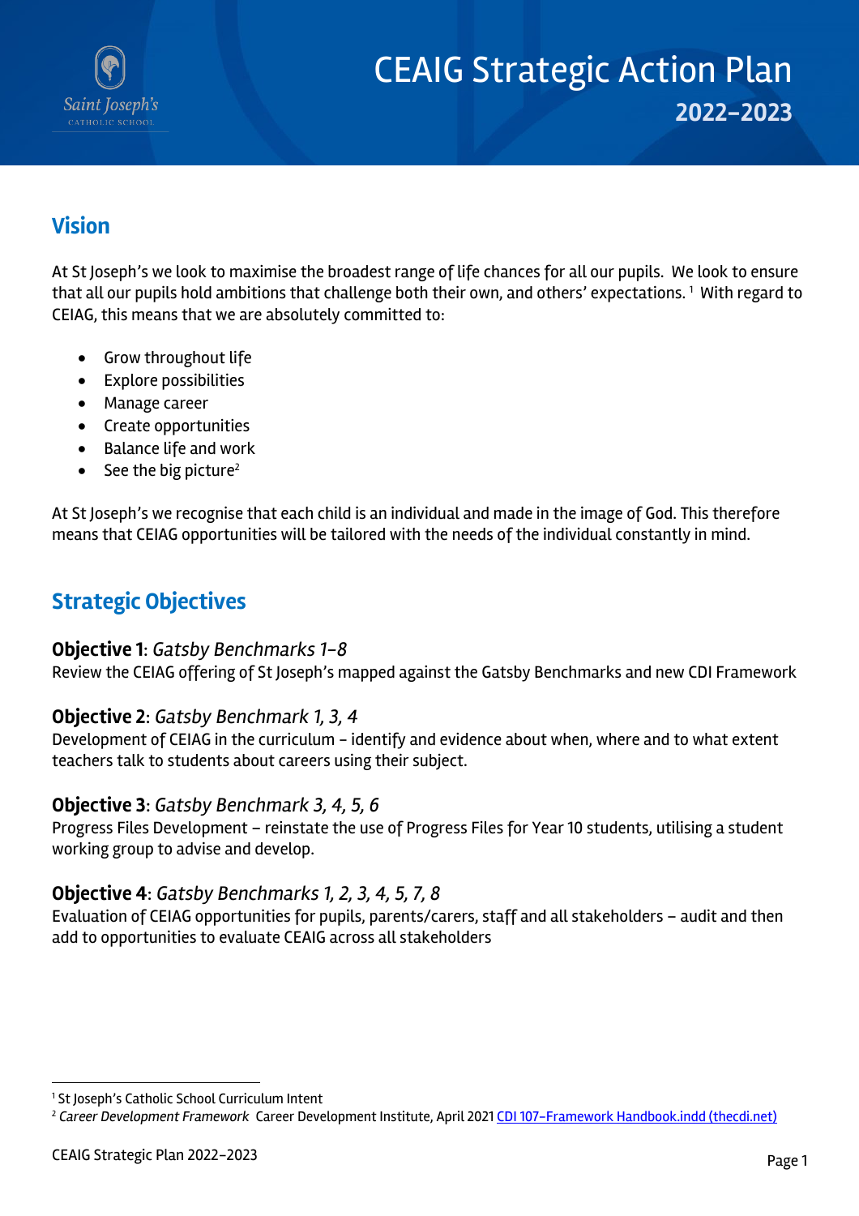Saint Joseph's
CATHOLIC SCHOOL

# CEAIG Strategic Action Plan 2022–2023

## Vision

At St Joseph's we look to maximise the broadest range of life chances for all our pupils. We look to ensure that all our pupils hold ambitions that challenge both their own, and others' expectations. [1] With regard to CEIAG, this means that we are absolutely committed to:

- Grow throughout life
- Explore possibilities
- Manage career
- Create opportunities
- Balance life and work
- See the big picture[2]

At St Joseph's we recognise that each child is an individual and made in the image of God. This therefore means that CEIAG opportunities will be tailored with the needs of the individual constantly in mind.

## Strategic Objectives

### **Objective 1**: *Gatsby Benchmarks 1–8*

Review the CEIAG offering of St Joseph's mapped against the Gatsby Benchmarks and new CDI Framework

### **Objective 2**: *Gatsby Benchmark 1, 3, 4*

Development of CEIAG in the curriculum – identify and evidence about when, where and to what extent teachers talk to students about careers using their subject.

### **Objective 3**: *Gatsby Benchmark 3, 4, 5, 6*

Progress Files Development – reinstate the use of Progress Files for Year 10 students, utilising a student working group to advise and develop.

### **Objective 4**: *Gatsby Benchmarks 1, 2, 3, 4, 5, 7, 8*

Evaluation of CEIAG opportunities for pupils, parents/carers, staff and all stakeholders – audit and then add to opportunities to evaluate CEAIG across all stakeholders

---

[1] St Joseph's Catholic School Curriculum Intent

[2] *Career Development Framework* Career Development Institute, April 2021 [CDI 107-Framework Handbook.indd (thecdi.net)]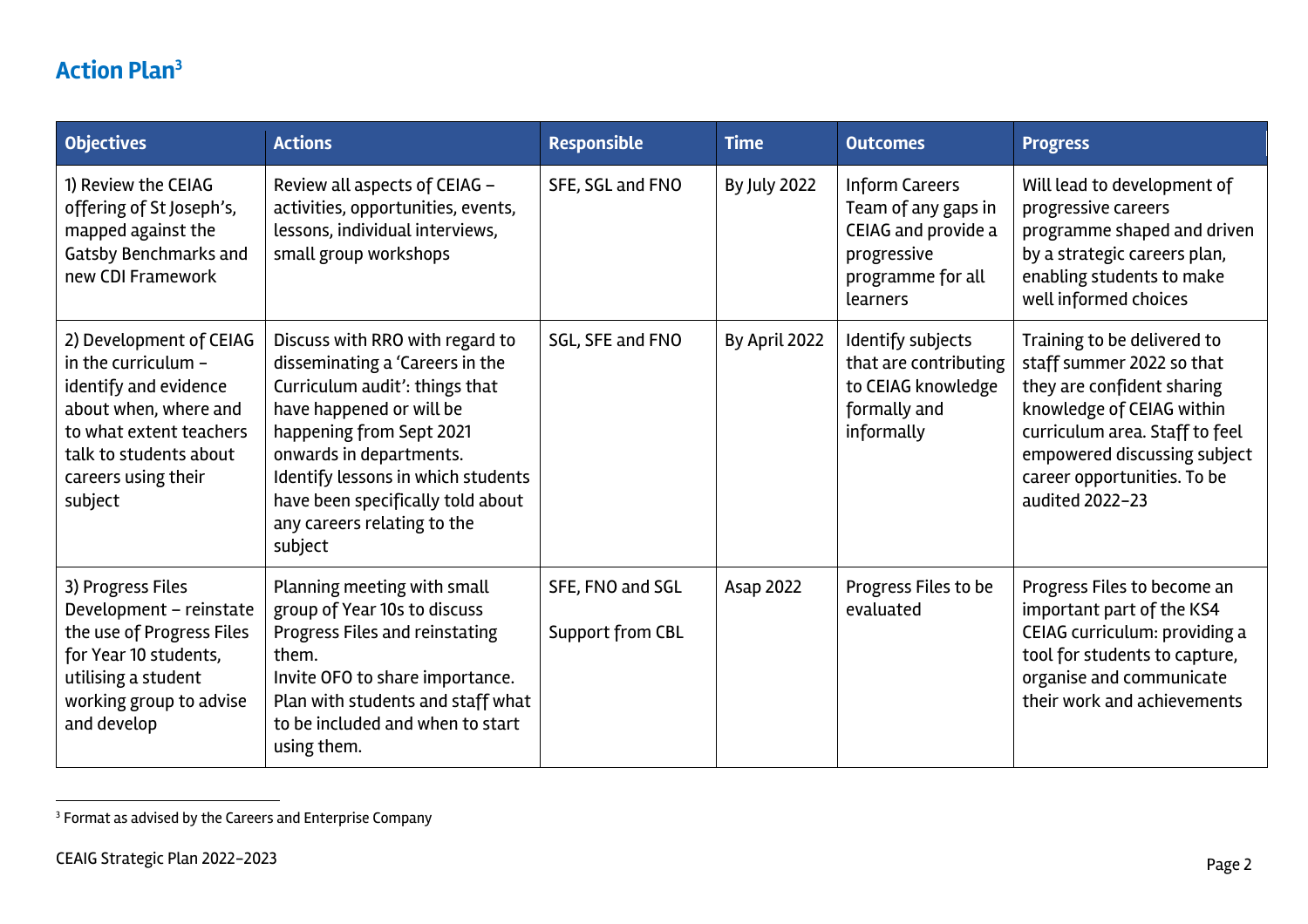## Action Plan[3]

| Objectives | Actions | Responsible | Time | Outcomes | Progress |
|---|---|---|---|---|---|
| 1) Review the CEIAG offering of St Joseph's, mapped against the Gatsby Benchmarks and new CDI Framework | Review all aspects of CEIAG – activities, opportunities, events, lessons, individual interviews, small group workshops | SFE, SGL and FNO | By July 2022 | Inform Careers Team of any gaps in CEIAG and provide a progressive programme for all learners | Will lead to development of progressive careers programme shaped and driven by a strategic careers plan, enabling students to make well informed choices |
| 2) Development of CEIAG in the curriculum – identify and evidence about when, where and to what extent teachers talk to students about careers using their subject | Discuss with RRO with regard to disseminating a 'Careers in the Curriculum audit': things that have happened or will be happening from Sept 2021 onwards in departments. Identify lessons in which students have been specifically told about any careers relating to the subject | SGL, SFE and FNO | By April 2022 | Identify subjects that are contributing to CEIAG knowledge formally and informally | Training to be delivered to staff summer 2022 so that they are confident sharing knowledge of CEIAG within curriculum area. Staff to feel empowered discussing subject career opportunities. To be audited 2022-23 |
| 3) Progress Files Development – reinstate the use of Progress Files for Year 10 students, utilising a student working group to advise and develop | Planning meeting with small group of Year 10s to discuss Progress Files and reinstating them.<br>Invite OFO to share importance.<br>Plan with students and staff what to be included and when to start using them. | SFE, FNO and SGL<br><br>Support from CBL | Asap 2022 | Progress Files to be evaluated | Progress Files to become an important part of the KS4 CEIAG curriculum: providing a tool for students to capture, organise and communicate their work and achievements |

[3] Format as advised by the Careers and Enterprise Company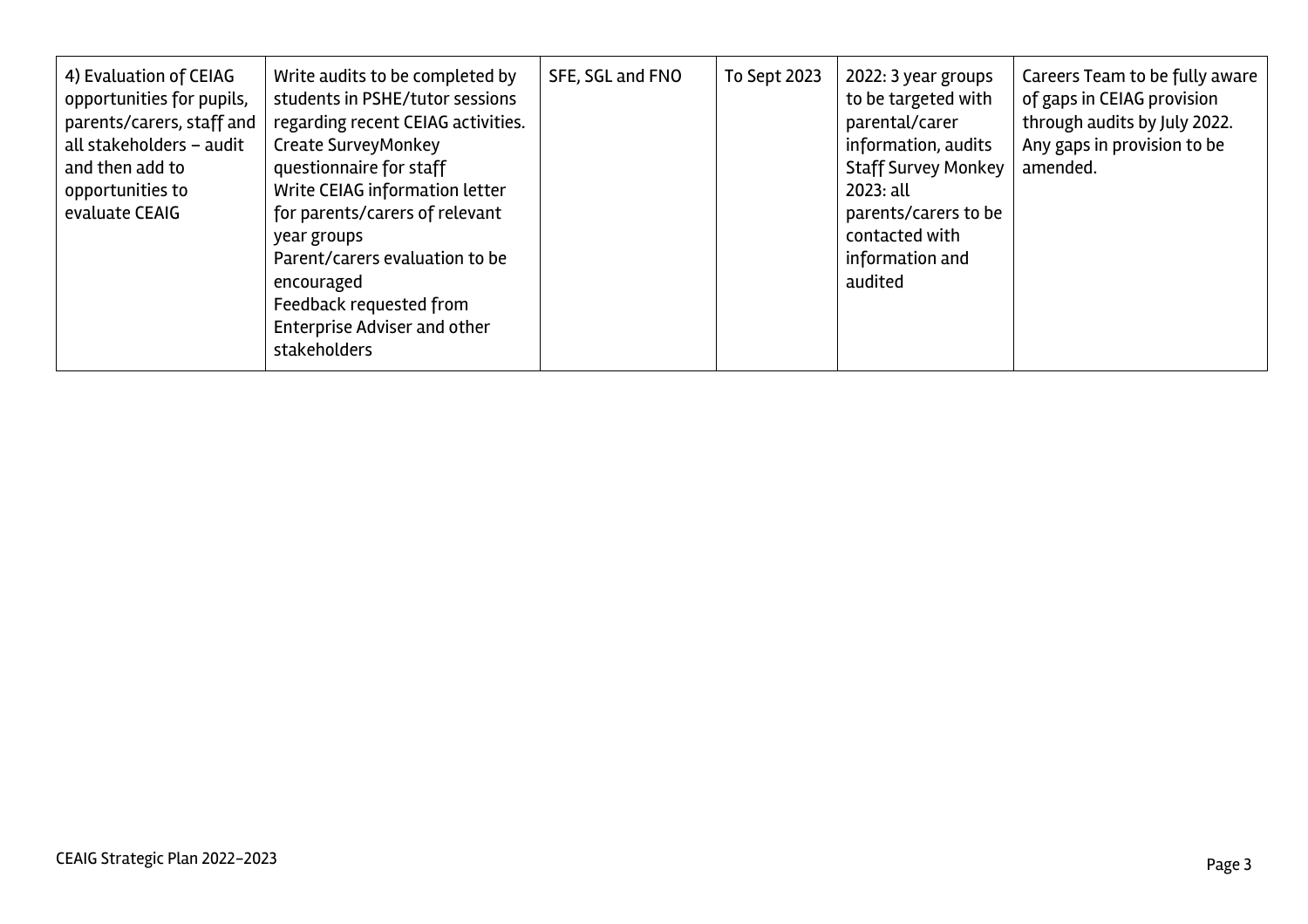| | | | | | |
|---|---|---|---|---|---|
| 4) Evaluation of CEIAG opportunities for pupils, parents/carers, staff and all stakeholders – audit and then add to opportunities to evaluate CEAIG | Write audits to be completed by students in PSHE/tutor sessions regarding recent CEIAG activities.<br>Create SurveyMonkey questionnaire for staff<br>Write CEIAG information letter for parents/carers of relevant year groups<br>Parent/carers evaluation to be encouraged<br>Feedback requested from Enterprise Adviser and other stakeholders | SFE, SGL and FNO | To Sept 2023 | 2022: 3 year groups to be targeted with parental/carer information, audits Staff Survey Monkey<br>2023: all parents/carers to be contacted with information and audited | Careers Team to be fully aware of gaps in CEIAG provision through audits by July 2022. Any gaps in provision to be amended. |